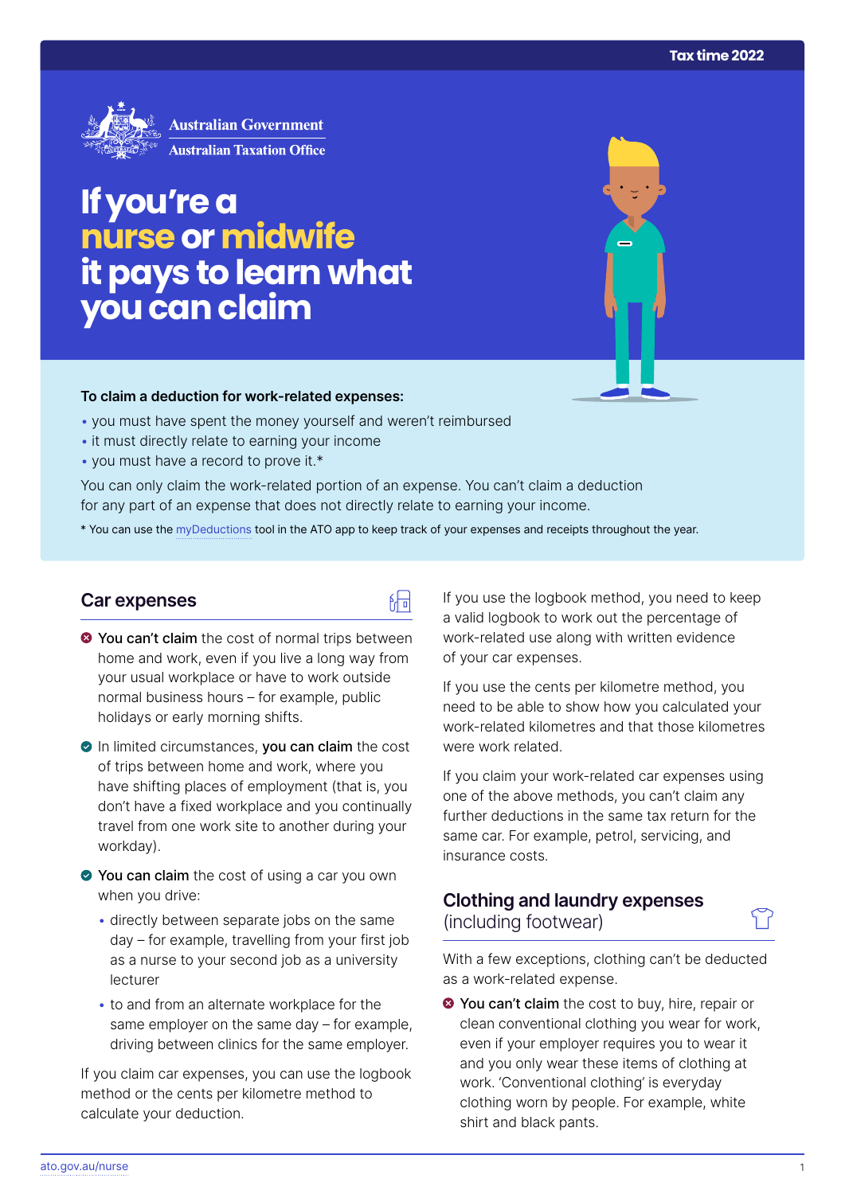Tax time 2022

Australian Government
Australian Taxation Office

# If you're a nurse or midwife it pays to learn what you can claim

**To claim a deduction for work-related expenses:**

- you must have spent the money yourself and weren't reimbursed
- it must directly relate to earning your income
- you must have a record to prove it.*

You can only claim the work-related portion of an expense. You can't claim a deduction for any part of an expense that does not directly relate to earning your income.

* You can use the myDeductions tool in the ATO app to keep track of your expenses and receipts throughout the year.

## Car expenses

- **You can't claim** the cost of normal trips between home and work, even if you live a long way from your usual workplace or have to work outside normal business hours – for example, public holidays or early morning shifts.
- In limited circumstances, **you can claim** the cost of trips between home and work, where you have shifting places of employment (that is, you don't have a fixed workplace and you continually travel from one work site to another during your workday).
- **You can claim** the cost of using a car you own when you drive:
  - directly between separate jobs on the same day – for example, travelling from your first job as a nurse to your second job as a university lecturer
  - to and from an alternate workplace for the same employer on the same day – for example, driving between clinics for the same employer.

If you claim car expenses, you can use the logbook method or the cents per kilometre method to calculate your deduction.

If you use the logbook method, you need to keep a valid logbook to work out the percentage of work-related use along with written evidence of your car expenses.

If you use the cents per kilometre method, you need to be able to show how you calculated your work-related kilometres and that those kilometres were work related.

If you claim your work-related car expenses using one of the above methods, you can't claim any further deductions in the same tax return for the same car. For example, petrol, servicing, and insurance costs.

## Clothing and laundry expenses (including footwear)

With a few exceptions, clothing can't be deducted as a work-related expense.

- **You can't claim** the cost to buy, hire, repair or clean conventional clothing you wear for work, even if your employer requires you to wear it and you only wear these items of clothing at work. 'Conventional clothing' is everyday clothing worn by people. For example, white shirt and black pants.

ato.gov.au/nurse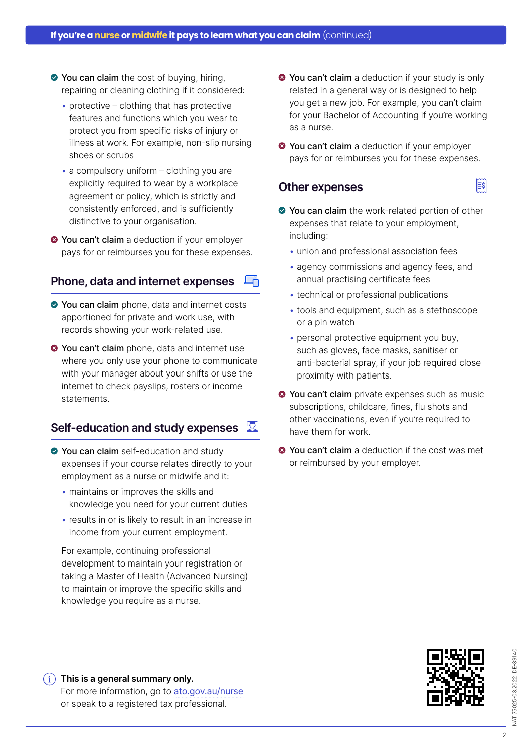**If you're a nurse or midwife it pays to learn what you can claim** (continued)

- **You can claim** the cost of buying, hiring, repairing or cleaning clothing if it considered:
  - protective – clothing that has protective features and functions which you wear to protect you from specific risks of injury or illness at work. For example, non-slip nursing shoes or scrubs
  - a compulsory uniform – clothing you are explicitly required to wear by a workplace agreement or policy, which is strictly and consistently enforced, and is sufficiently distinctive to your organisation.
- **You can't claim** a deduction if your employer pays for or reimburses you for these expenses.

## Phone, data and internet expenses

- **You can claim** phone, data and internet costs apportioned for private and work use, with records showing your work-related use.
- **You can't claim** phone, data and internet use where you only use your phone to communicate with your manager about your shifts or use the internet to check payslips, rosters or income statements.

## Self-education and study expenses

- **You can claim** self-education and study expenses if your course relates directly to your employment as a nurse or midwife and it:
  - maintains or improves the skills and knowledge you need for your current duties
  - results in or is likely to result in an increase in income from your current employment.

  For example, continuing professional development to maintain your registration or taking a Master of Health (Advanced Nursing) to maintain or improve the specific skills and knowledge you require as a nurse.
- **You can't claim** a deduction if your study is only related in a general way or is designed to help you get a new job. For example, you can't claim for your Bachelor of Accounting if you're working as a nurse.
- **You can't claim** a deduction if your employer pays for or reimburses you for these expenses.

## Other expenses

- **You can claim** the work-related portion of other expenses that relate to your employment, including:
  - union and professional association fees
  - agency commissions and agency fees, and annual practising certificate fees
  - technical or professional publications
  - tools and equipment, such as a stethoscope or a pin watch
  - personal protective equipment you buy, such as gloves, face masks, sanitiser or anti-bacterial spray, if your job required close proximity with patients.
- **You can't claim** private expenses such as music subscriptions, childcare, fines, flu shots and other vaccinations, even if you're required to have them for work.
- **You can't claim** a deduction if the cost was met or reimbursed by your employer.

**This is a general summary only.**
For more information, go to ato.gov.au/nurse or speak to a registered tax professional.

NAT 75025-03.2022 DE-39140